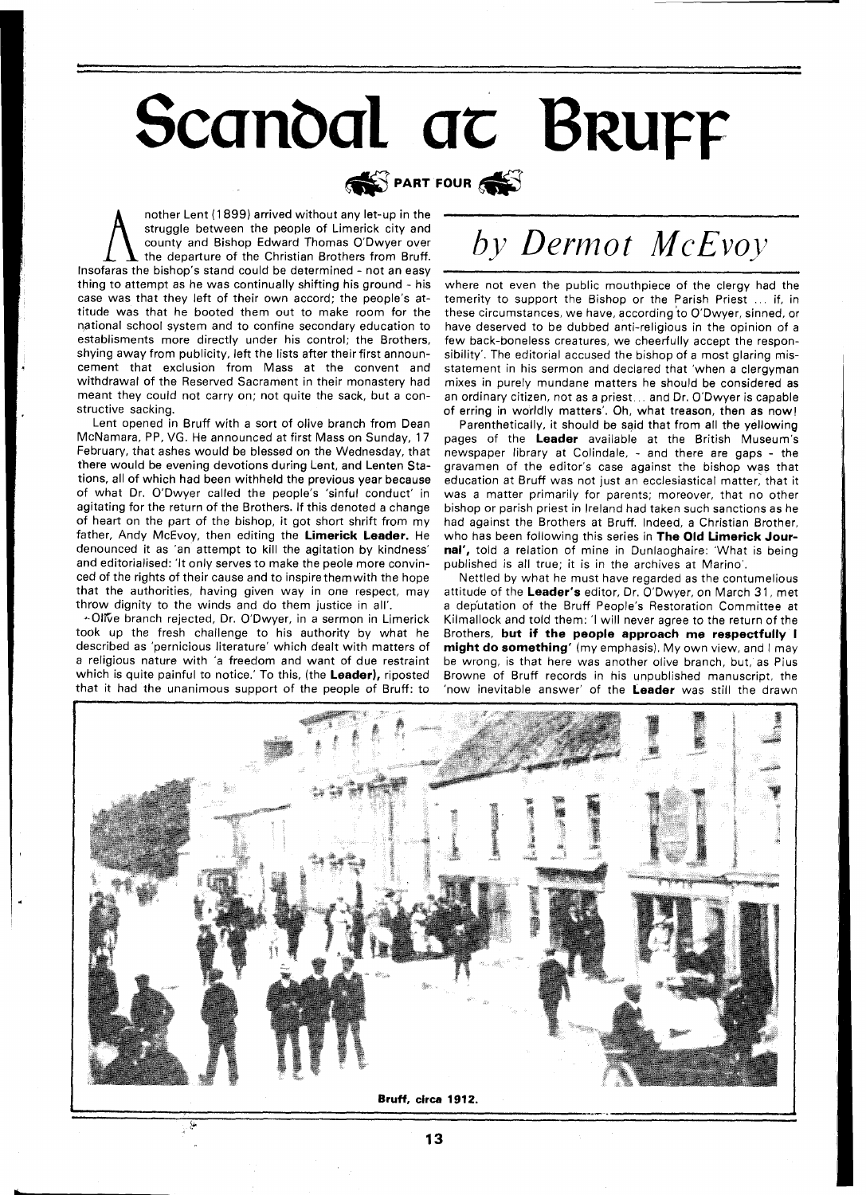# Scandal at Bruff

PART FOUR

*by Dermot McEvoy*

Another Lent (1899) arrived without any let-up in the struggle between the people of Limerick city and county and Bishop Edward Thomas O'Dwyer over the departure of the Christian Brothers from Bruff. Insofaras the bishop's stand could be determined - not an easy thing to attempt as he was continually shifting his ground - his case was that they left of their own accord; the people's attitude was that he booted them out to make room for the national school system and to confine secondary education to establishments more directly under his control; the Brothers, shying away from publicity, left the lists after their first announcement that exclusion from Mass at the convent and withdrawal of the Reserved Sacrament in their monastery had meant they could not carry on; not quite the sack, but a constructive sacking.

Lent opened in Bruff with a sort of olive branch from Dean McNamara, PP, VG. He announced at first Mass on Sunday, 17 February, that ashes would be blessed on the Wednesday, that there would be evening devotions during Lent, and Lenten Stations, all of which had been withheld the previous year because of what Dr. O'Dwyer called the people's 'sinful conduct' in agitating for the return of the Brothers. If this denoted a change of heart on the part of the bishop, it got short shrift from my father, Andy McEvoy, then editing the **Limerick Leader.** He denounced it as 'an attempt to kill the agitation by kindness' and editorialised: 'It only serves to make the peole more convinced of the rights of their cause and to inspire themwith the hope that the authorities, having given way in one respect, may throw dignity to the winds and do them justice in all'.

Olive branch rejected, Dr. O'Dwyer, in a sermon in Limerick took up the fresh challenge to his authority by what he described as 'pernicious literature' which dealt with matters of a religious nature with 'a freedom and want of due restraint which is quite painful to notice.' To this, (the **Leader**), riposted that it had the unanimous support of the people of Bruff: to where not even the public mouthpiece of the clergy had the temerity to support the Bishop or the Parish Priest ... if, in these circumstances, we have, according to O'Dwyer, sinned, or have deserved to be dubbed anti-religious in the opinion of a few back-boneless creatures, we cheerfully accept the responsibility'. The editorial accused the bishop of a most glaring misstatement in his sermon and declared that 'when a clergyman mixes in purely mundane matters he should be considered as an ordinary citizen, not as a priest... and Dr. O'Dwyer is capable of erring in worldly matters'. Oh, what treason, then as now!

Parenthetically, it should be said that from all the yellowing pages of the **Leader** available at the British Museum's newspaper library at Colindale, - and there are gaps - the gravamen of the editor's case against the bishop was that education at Bruff was not just an ecclesiastical matter, that it was a matter primarily for parents; moreover, that no other bishop or parish priest in Ireland had taken such sanctions as he had against the Brothers at Bruff. Indeed, a Christian Brother, who has been following this series in **The Old Limerick Journal',** told a relation of mine in Dunlaoghaire: 'What is being published is all true; it is in the archives at Marino'.

Nettled by what he must have regarded as the contumelious attitude of the **Leader's** editor, Dr. O'Dwyer, on March 31, met a deputation of the Bruff People's Restoration Committee at Kilmallock and told them: 'I will never agree to the return of the Brothers, **but if the people approach me respectfully I might do something'** (my emphasis). My own view, and I may be wrong, is that here was another olive branch, but, as Pius Browne of Bruff records in his unpublished manuscript, the 'now inevitable answer' of the **Leader** was still the drawn

Bruff, circa 1912.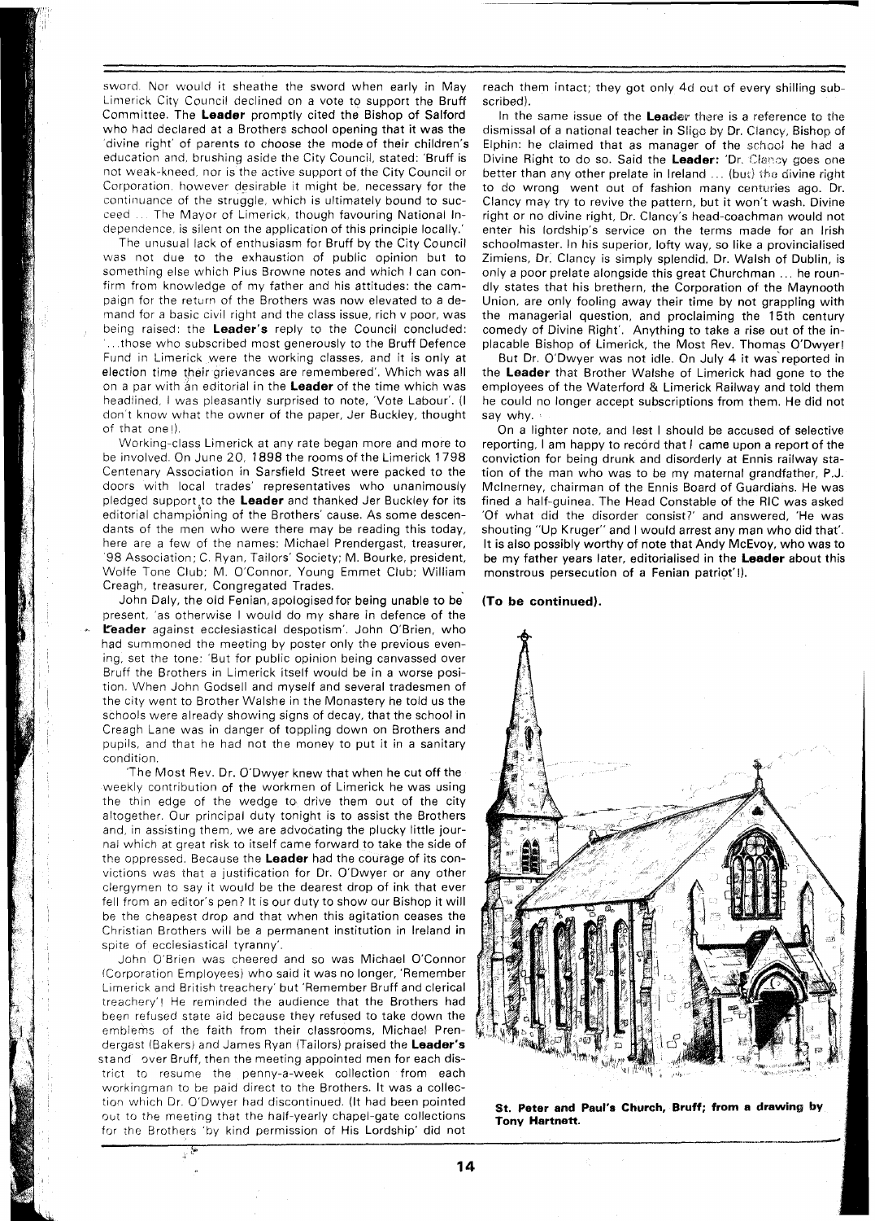sword. Nor would it sheathe the sword when early in May Limerick City Council declined on a vote to support the Bruff Committee. The **Leader** promptly cited the Bishop of Salford who had declared at a Brothers school opening that it was the 'divine right' of parents to choose the mode of their children's education and, brushing aside the City Council, stated: 'Bruff is not weak-kneed, nor is the active support of the City Council or Corporation, however desirable it might be, necessary for the continuance of the struggle, which is ultimately bound to succeed ... The Mayor of Limerick, though favouring National Independence, is silent on the application of this principle locally.'

The unusual lack of enthusiasm for Bruff by the City Council was not due to the exhaustion of public opinion but to something else which Pius Browne notes and which I can confirm from knowledge of my father and his attitudes: the campaign for the return of the Brothers was now elevated to a demand for a basic civil right and the class issue, rich v poor, was being raised: the **Leader's** reply to the Council concluded: '...those who subscribed most generously to the Bruff Defence Fund in Limerick were the working classes, and it is only at election time their grievances are remembered'. Which was all on a par with an editorial in the **Leader** of the time which was headlined, I was pleasantly surprised to note, 'Vote Labour'. (I don't know what the owner of the paper, Jer Buckley, thought of that one!).

Working-class Limerick at any rate began more and more to be involved. On June 20, **1898** the rooms of the Limerick 1798 Centenary Association in Sarsfield Street were packed to the doors with local trades' representatives who unanimously pledged support to the **Leader** and thanked Jer Buckley for its editorial championing of the Brothers' cause. As some descendants of the men who were there may be reading this today, here are a few of the names: Michael Prendergast, treasurer, '98 Association; C. Ryan, Tailors' Society; M. Bourke, president, Wolfe Tone Club; M. O'Connor, Young Emmet Club; William Creagh, treasurer, Congregated Trades.

John Daly, the old Fenian, apologised for being unable to be present, 'as otherwise I would do my share in defence of the **Leader** against ecclesiastical despotism'. John O'Brien, who had summoned the meeting by poster only the previous evening, set the tone: 'But for public opinion being canvassed over Bruff the Brothers in Limerick itself would be in a worse position. When John Godsell and myself and several tradesmen of the city went to Brother Walshe in the Monastery he told us the schools were already showing signs of decay, that the school in Creagh Lane was in danger of toppling down on Brothers and pupils, and that he had not the money to put it in a sanitary condition.

'The Most Rev. Dr. O'Dwyer knew that when he cut off the weekly contribution of the workmen of Limerick he was using the thin edge of the wedge to drive them out of the city altogether. Our principal duty tonight is to assist the Brothers and, in assisting them, we are advocating the plucky little journal which at great risk to itself came forward to take the side of the oppressed. Because the **Leader** had the courage of its convictions was that a justification for Dr. O'Dwyer or any other clergymen to say it would be the dearest drop of ink that ever fell from an editor's pen? It is our duty to show our Bishop it will be the cheapest drop and that when this agitation ceases the Christian Brothers will be a permanent institution in Ireland in spite of ecclesiastical tyranny'.

John O'Brien was cheered and so was Michael O'Connor (Corporation Employees) who said it was no longer, 'Remember Limerick and British treachery' but 'Remember Bruff and clerical treachery'! He reminded the audience that the Brothers had been refused state aid because they refused to take down the emblems of the faith from their classrooms. Michael Prendergast (Bakers) and James Ryan (Tailors) praised the **Leader's** stand over Bruff, then the meeting appointed men for each district to resume the penny-a-week collection from each workingman to be paid direct to the Brothers. It was a collection which Dr. O'Dwyer had discontinued. (It had been pointed out to the meeting that the half-yearly chapel-gate collections for the Brothers 'by kind permission of His Lordship' did not reach them intact; they got only 4d out of every shilling subscribed).

In the same issue of the **Leader** there is a reference to the dismissal of a national teacher in Sligo by Dr. Clancy, Bishop of Elphin: he claimed that as manager of the school he had a Divine Right to do so. Said the **Leader:** 'Dr. Clancy goes one better than any other prelate in Ireland ... (but) the divine right to do wrong went out of fashion many centuries ago. Dr. Clancy may try to revive the pattern, but it won't wash. Divine right or no divine right, Dr. Clancy's head-coachman would not enter his lordship's service on the terms made for an Irish schoolmaster. In his superior, lofty way, so like a provincialised Zimiens, Dr. Clancy is simply splendid. Dr. Walsh of Dublin, is only a poor prelate alongside this great Churchman ... he roundly states that his brethern, the Corporation of the Maynooth Union, are only fooling away their time by not grappling with the managerial question, and proclaiming the 15th century comedy of Divine Right'. Anything to take a rise out of the implacable Bishop of Limerick, the Most Rev. Thomas O'Dwyer!

But Dr. O'Dwyer was not idle. On July 4 it was reported in the **Leader** that Brother Walshe of Limerick had gone to the employees of the Waterford & Limerick Railway and told them he could no longer accept subscriptions from them. He did not say why.

On a lighter note, and lest I should be accused of selective reporting, I am happy to record that I came upon a report of the conviction for being drunk and disorderly at Ennis railway station of the man who was to be my maternal grandfather, P.J. McInerney, chairman of the Ennis Board of Guardians. He was fined a half-guinea. The Head Constable of the RIC was asked 'Of what did the disorder consist?' and answered, 'He was shouting "Up Kruger" and I would arrest any man who did that'. It is also possibly worthy of note that Andy McEvoy, who was to be my father years later, editorialised in the **Leader** about this monstrous persecution of a Fenian patriot'!).

**(To be continued).**

**St. Peter and Paul's Church, Bruff; from a drawing by Tony Hartnett.**